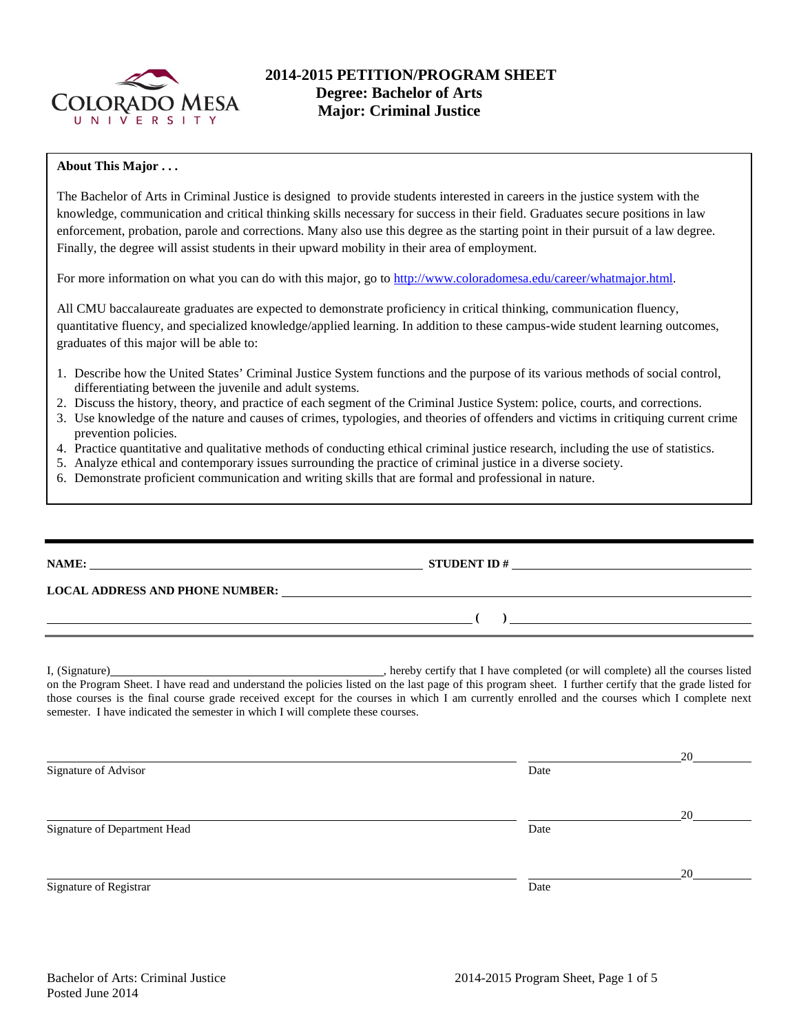# 2014-2015 PETITION/PROGRAM SHEET
## Degree: Bachelor of Arts
## Major: Criminal Justice

**About This Major . . .**

The Bachelor of Arts in Criminal Justice is designed to provide students interested in careers in the justice system with the knowledge, communication and critical thinking skills necessary for success in their field. Graduates secure positions in law enforcement, probation, parole and corrections. Many also use this degree as the starting point in their pursuit of a law degree. Finally, the degree will assist students in their upward mobility in their area of employment.

For more information on what you can do with this major, go to http://www.coloradomesa.edu/career/whatmajor.html.

All CMU baccalaureate graduates are expected to demonstrate proficiency in critical thinking, communication fluency, quantitative fluency, and specialized knowledge/applied learning. In addition to these campus-wide student learning outcomes, graduates of this major will be able to:

1. Describe how the United States' Criminal Justice System functions and the purpose of its various methods of social control, differentiating between the juvenile and adult systems.
2. Discuss the history, theory, and practice of each segment of the Criminal Justice System: police, courts, and corrections.
3. Use knowledge of the nature and causes of crimes, typologies, and theories of offenders and victims in critiquing current crime prevention policies.
4. Practice quantitative and qualitative methods of conducting ethical criminal justice research, including the use of statistics.
5. Analyze ethical and contemporary issues surrounding the practice of criminal justice in a diverse society.
6. Demonstrate proficient communication and writing skills that are formal and professional in nature.

---

**NAME:** ______________________________ **STUDENT ID #** ______________________________

**LOCAL ADDRESS AND PHONE NUMBER:** ______________________________

______________________________ **( )** ______________________________

I, (Signature)______________________________, hereby certify that I have completed (or will complete) all the courses listed on the Program Sheet. I have read and understand the policies listed on the last page of this program sheet. I further certify that the grade listed for those courses is the final course grade received except for the courses in which I am currently enrolled and the courses which I complete next semester. I have indicated the semester in which I will complete these courses.

______________________________ ______________ 20______
Signature of Advisor Date

______________________________ ______________ 20______
Signature of Department Head Date

______________________________ ______________ 20______
Signature of Registrar Date

Bachelor of Arts: Criminal Justice
Posted June 2014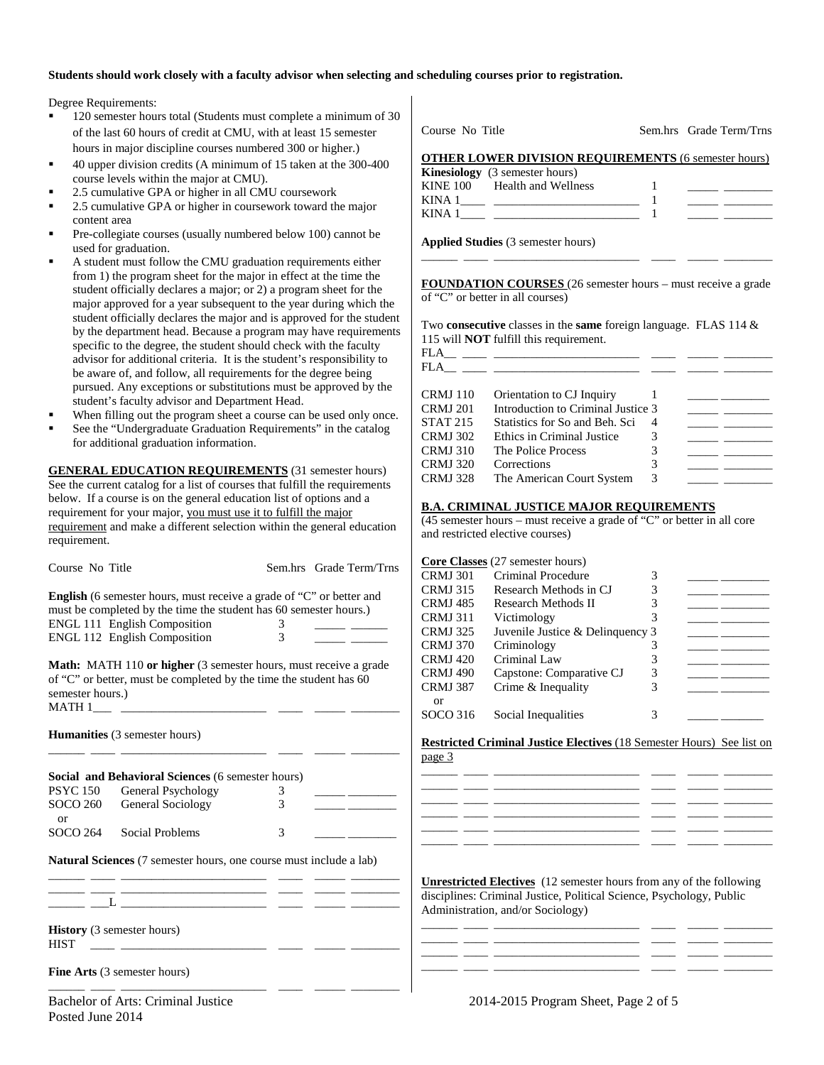**Students should work closely with a faculty advisor when selecting and scheduling courses prior to registration.**

Degree Requirements:

- 120 semester hours total (Students must complete a minimum of 30 of the last 60 hours of credit at CMU, with at least 15 semester hours in major discipline courses numbered 300 or higher.)
- 40 upper division credits (A minimum of 15 taken at the 300-400 course levels within the major at CMU).
- 2.5 cumulative GPA or higher in all CMU coursework
- 2.5 cumulative GPA or higher in coursework toward the major content area
- Pre-collegiate courses (usually numbered below 100) cannot be used for graduation.
- A student must follow the CMU graduation requirements either from 1) the program sheet for the major in effect at the time the student officially declares a major; or 2) a program sheet for the major approved for a year subsequent to the year during which the student officially declares the major and is approved for the student by the department head. Because a program may have requirements specific to the degree, the student should check with the faculty advisor for additional criteria. It is the student's responsibility to be aware of, and follow, all requirements for the degree being pursued. Any exceptions or substitutions must be approved by the student's faculty advisor and Department Head.
- When filling out the program sheet a course can be used only once.
- See the "Undergraduate Graduation Requirements" in the catalog for additional graduation information.

**GENERAL EDUCATION REQUIREMENTS** (31 semester hours) See the current catalog for a list of courses that fulfill the requirements below. If a course is on the general education list of options and a requirement for your major, you must use it to fulfill the major requirement and make a different selection within the general education requirement.

| Course | No | Title | Sem.hrs | Grade | Term/Trns |
|---|---|---|---|---|---|
| **English** (6 semester hours, must receive a grade of "C" or better and must be completed by the time the student has 60 semester hours.) | | | | | |
| ENGL | 111 | English Composition | 3 | | |
| ENGL | 112 | English Composition | 3 | | |
| **Math:** MATH 110 **or higher** (3 semester hours, must receive a grade of "C" or better, must be completed by the time the student has 60 semester hours.) | | | | | |
| MATH | 1___ | | | | |
| **Humanities** (3 semester hours) | | | | | |
| | | | | | |
| **Social and Behavioral Sciences** (6 semester hours) | | | | | |
| PSYC | 150 | General Psychology | 3 | | |
| SOCO | 260 | General Sociology | 3 | | |
| or | | | | | |
| SOCO | 264 | Social Problems | 3 | | |
| **Natural Sciences** (7 semester hours, one course must include a lab) | | | | | |
| | | | | | |
| | | | | | |
| | ___L | | | | |
| **History** (3 semester hours) | | | | | |
| HIST | | | | | |
| **Fine Arts** (3 semester hours) | | | | | |
| | | | | | |

**OTHER LOWER DIVISION REQUIREMENTS** (6 semester hours)

| Course | No | Title | Sem.hrs | Grade | Term/Trns |
|---|---|---|---|---|---|
| **Kinesiology** (3 semester hours) | | | | | |
| KINE | 100 | Health and Wellness | 1 | | |
| KINA | 1____ | | 1 | | |
| KINA | 1____ | | 1 | | |
| **Applied Studies** (3 semester hours) | | | | | |
| | | | | | |

**FOUNDATION COURSES** (26 semester hours – must receive a grade of "C" or better in all courses)

Two **consecutive** classes in the **same** foreign language. FLAS 114 & 115 will **NOT** fulfill this requirement.

| Course | No | Title | Sem.hrs | Grade | Term/Trns |
|---|---|---|---|---|---|
| FLA__ | | | | | |
| FLA__ | | | | | |
| CRMJ | 110 | Orientation to CJ Inquiry | 1 | | |
| CRMJ | 201 | Introduction to Criminal Justice | 3 | | |
| STAT | 215 | Statistics for So and Beh. Sci | 4 | | |
| CRMJ | 302 | Ethics in Criminal Justice | 3 | | |
| CRMJ | 310 | The Police Process | 3 | | |
| CRMJ | 320 | Corrections | 3 | | |
| CRMJ | 328 | The American Court System | 3 | | |

**B.A. CRIMINAL JUSTICE MAJOR REQUIREMENTS**

(45 semester hours – must receive a grade of "C" or better in all core and restricted elective courses)

| Course | No | Title | Sem.hrs | Grade | Term/Trns |
|---|---|---|---|---|---|
| **Core Classes** (27 semester hours) | | | | | |
| CRMJ | 301 | Criminal Procedure | 3 | | |
| CRMJ | 315 | Research Methods in CJ | 3 | | |
| CRMJ | 485 | Research Methods II | 3 | | |
| CRMJ | 311 | Victimology | 3 | | |
| CRMJ | 325 | Juvenile Justice & Delinquency | 3 | | |
| CRMJ | 370 | Criminology | 3 | | |
| CRMJ | 420 | Criminal Law | 3 | | |
| CRMJ | 490 | Capstone: Comparative CJ | 3 | | |
| CRMJ | 387 | Crime & Inequality | 3 | | |
| or | | | | | |
| SOCO | 316 | Social Inequalities | 3 | | |

**Restricted Criminal Justice Electives** (18 Semester Hours) See list on page 3

| Course | No | Title | Sem.hrs | Grade | Term/Trns |
|---|---|---|---|---|---|
| | | | | | |
| | | | | | |
| | | | | | |
| | | | | | |
| | | | | | |
| | | | | | |

**Unrestricted Electives** (12 semester hours from any of the following disciplines: Criminal Justice, Political Science, Psychology, Public Administration, and/or Sociology)

| Course | No | Title | Sem.hrs | Grade | Term/Trns |
|---|---|---|---|---|---|
| | | | | | |
| | | | | | |
| | | | | | |
| | | | | | |

Bachelor of Arts: Criminal Justice
Posted June 2014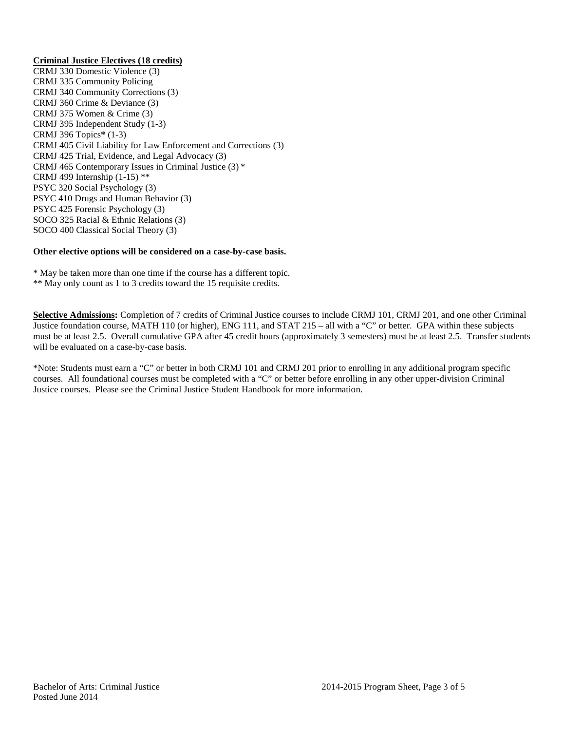**Criminal Justice Electives (18 credits)**

CRMJ 330 Domestic Violence (3)
CRMJ 335 Community Policing
CRMJ 340 Community Corrections (3)
CRMJ 360 Crime & Deviance (3)
CRMJ 375 Women & Crime (3)
CRMJ 395 Independent Study (1-3)
CRMJ 396 Topics**\*** (1-3)
CRMJ 405 Civil Liability for Law Enforcement and Corrections (3)
CRMJ 425 Trial, Evidence, and Legal Advocacy (3)
CRMJ 465 Contemporary Issues in Criminal Justice (3) *
CRMJ 499 Internship (1-15) **
PSYC 320 Social Psychology (3)
PSYC 410 Drugs and Human Behavior (3)
PSYC 425 Forensic Psychology (3)
SOCO 325 Racial & Ethnic Relations (3)
SOCO 400 Classical Social Theory (3)

**Other elective options will be considered on a case-by-case basis.**

\* May be taken more than one time if the course has a different topic.
\*\* May only count as 1 to 3 credits toward the 15 requisite credits.

**Selective Admissions:** Completion of 7 credits of Criminal Justice courses to include CRMJ 101, CRMJ 201, and one other Criminal Justice foundation course, MATH 110 (or higher), ENG 111, and STAT 215 – all with a "C" or better. GPA within these subjects must be at least 2.5. Overall cumulative GPA after 45 credit hours (approximately 3 semesters) must be at least 2.5. Transfer students will be evaluated on a case-by-case basis.

*Note: Students must earn a "C" or better in both CRMJ 101 and CRMJ 201 prior to enrolling in any additional program specific courses. All foundational courses must be completed with a "C" or better before enrolling in any other upper-division Criminal Justice courses. Please see the Criminal Justice Student Handbook for more information.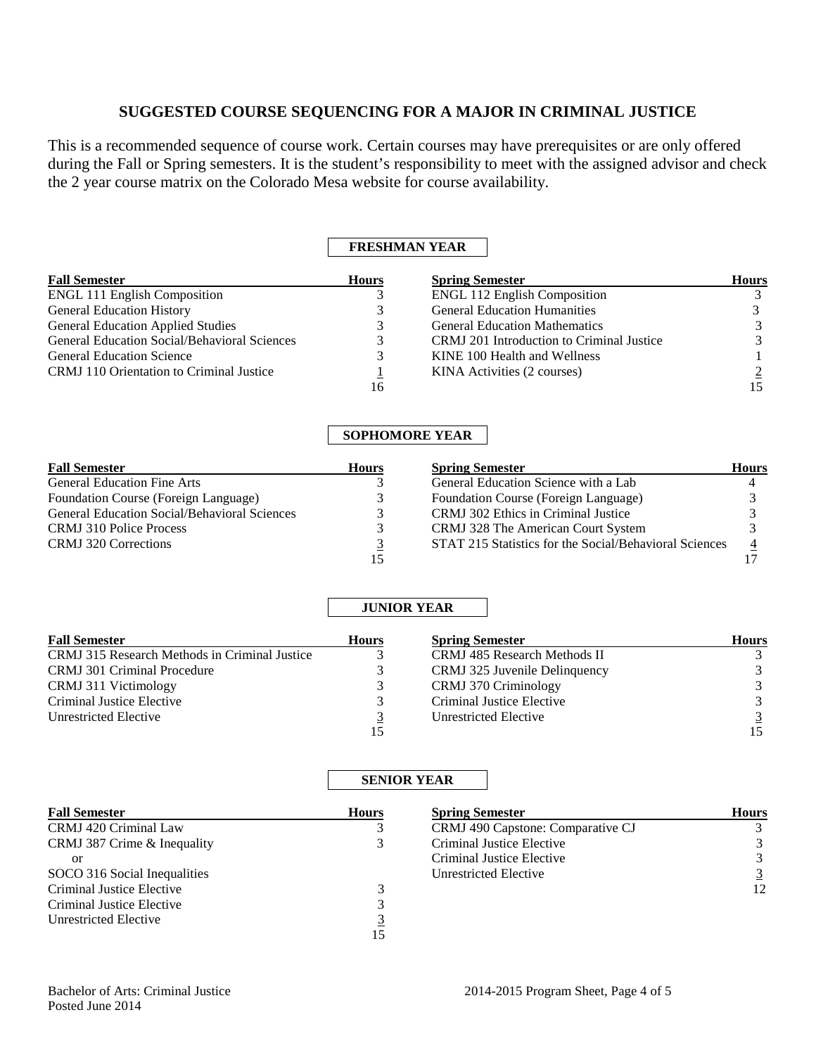## SUGGESTED COURSE SEQUENCING FOR A MAJOR IN CRIMINAL JUSTICE

This is a recommended sequence of course work. Certain courses may have prerequisites or are only offered during the Fall or Spring semesters. It is the student's responsibility to meet with the assigned advisor and check the 2 year course matrix on the Colorado Mesa website for course availability.

### FRESHMAN YEAR

| Fall Semester | Hours | Spring Semester | Hours |
|---|---|---|---|
| ENGL 111 English Composition | 3 | ENGL 112 English Composition | 3 |
| General Education History | 3 | General Education Humanities | 3 |
| General Education Applied Studies | 3 | General Education Mathematics | 3 |
| General Education Social/Behavioral Sciences | 3 | CRMJ 201 Introduction to Criminal Justice | 3 |
| General Education Science | 3 | KINE 100 Health and Wellness | 1 |
| CRMJ 110 Orientation to Criminal Justice | 1 | KINA Activities (2 courses) | 2 |
| | 16 | | 15 |

### SOPHOMORE YEAR

| Fall Semester | Hours | Spring Semester | Hours |
|---|---|---|---|
| General Education Fine Arts | 3 | General Education Science with a Lab | 4 |
| Foundation Course (Foreign Language) | 3 | Foundation Course (Foreign Language) | 3 |
| General Education Social/Behavioral Sciences | 3 | CRMJ 302 Ethics in Criminal Justice | 3 |
| CRMJ 310 Police Process | 3 | CRMJ 328 The American Court System | 3 |
| CRMJ 320 Corrections | 3 | STAT 215 Statistics for the Social/Behavioral Sciences | 4 |
| | 15 | | 17 |

### JUNIOR YEAR

| Fall Semester | Hours | Spring Semester | Hours |
|---|---|---|---|
| CRMJ 315 Research Methods in Criminal Justice | 3 | CRMJ 485 Research Methods II | 3 |
| CRMJ 301 Criminal Procedure | 3 | CRMJ 325 Juvenile Delinquency | 3 |
| CRMJ 311 Victimology | 3 | CRMJ 370 Criminology | 3 |
| Criminal Justice Elective | 3 | Criminal Justice Elective | 3 |
| Unrestricted Elective | 3 | Unrestricted Elective | 3 |
| | 15 | | 15 |

### SENIOR YEAR

| Fall Semester | Hours | Spring Semester | Hours |
|---|---|---|---|
| CRMJ 420 Criminal Law | 3 | CRMJ 490 Capstone: Comparative CJ | 3 |
| CRMJ 387 Crime & Inequality | 3 | Criminal Justice Elective | 3 |
| or | | Criminal Justice Elective | 3 |
| SOCO 316 Social Inequalities | | Unrestricted Elective | 3 |
| Criminal Justice Elective | 3 | | 12 |
| Criminal Justice Elective | 3 | | |
| Unrestricted Elective | 3 | | |
| | 15 | | |

Bachelor of Arts: Criminal Justice
Posted June 2014

2014-2015 Program Sheet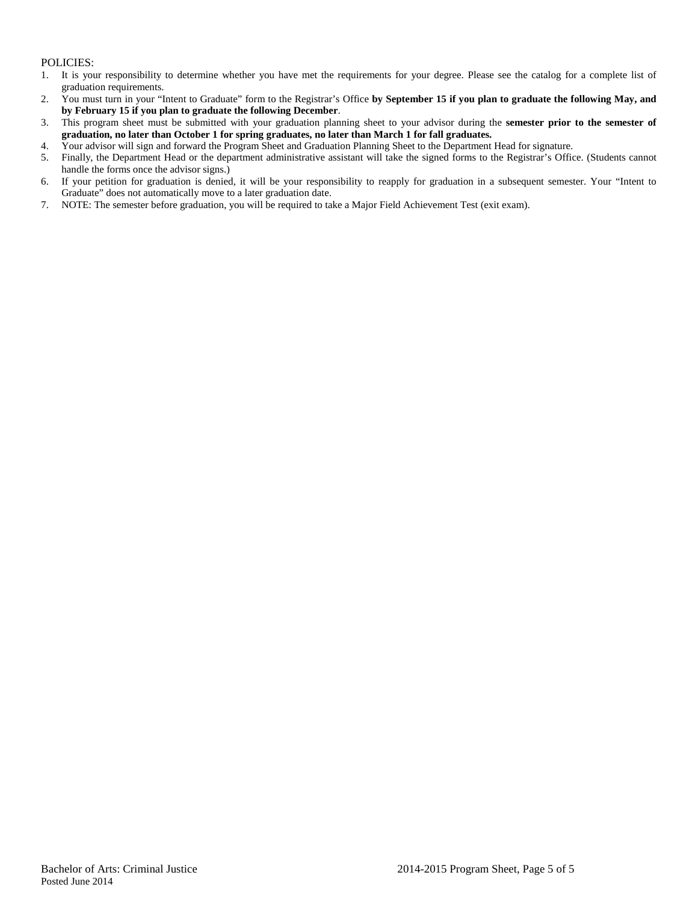POLICIES:

1. It is your responsibility to determine whether you have met the requirements for your degree. Please see the catalog for a complete list of graduation requirements.
2. You must turn in your "Intent to Graduate" form to the Registrar's Office **by September 15 if you plan to graduate the following May, and by February 15 if you plan to graduate the following December**.
3. This program sheet must be submitted with your graduation planning sheet to your advisor during the **semester prior to the semester of graduation, no later than October 1 for spring graduates, no later than March 1 for fall graduates.**
4. Your advisor will sign and forward the Program Sheet and Graduation Planning Sheet to the Department Head for signature.
5. Finally, the Department Head or the department administrative assistant will take the signed forms to the Registrar's Office. (Students cannot handle the forms once the advisor signs.)
6. If your petition for graduation is denied, it will be your responsibility to reapply for graduation in a subsequent semester. Your "Intent to Graduate" does not automatically move to a later graduation date.
7. NOTE: The semester before graduation, you will be required to take a Major Field Achievement Test (exit exam).